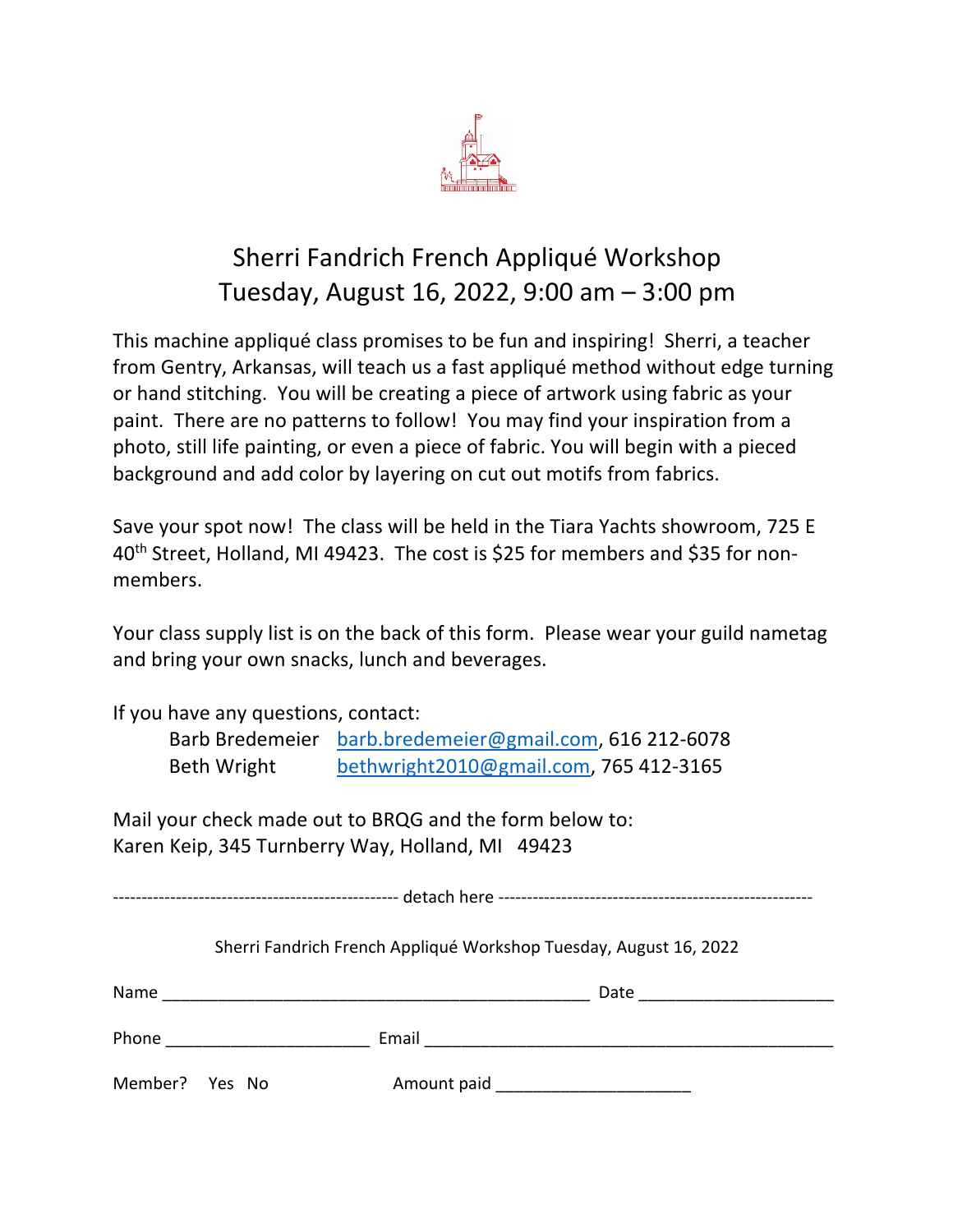# Sherri Fandrich French Appliqué Workshop
## Tuesday, August 16, 2022, 9:00 am – 3:00 pm

This machine appliqué class promises to be fun and inspiring! Sherri, a teacher from Gentry, Arkansas, will teach us a fast appliqué method without edge turning or hand stitching. You will be creating a piece of artwork using fabric as your paint. There are no patterns to follow! You may find your inspiration from a photo, still life painting, or even a piece of fabric. You will begin with a pieced background and add color by layering on cut out motifs from fabrics.

Save your spot now! The class will be held in the Tiara Yachts showroom, 725 E 40th Street, Holland, MI 49423. The cost is $25 for members and $35 for non-members.

Your class supply list is on the back of this form. Please wear your guild nametag and bring your own snacks, lunch and beverages.

If you have any questions, contact:

Barb Bredemeier barb.bredemeier@gmail.com, 616 212-6078
Beth Wright bethwright2010@gmail.com, 765 412-3165

Mail your check made out to BRQG and the form below to:
Karen Keip, 345 Turnberry Way, Holland, MI 49423

-------------------------------------------------- detach here --------------------------------------------------

Sherri Fandrich French Appliqué Workshop Tuesday, August 16, 2022

Name ______________________________________________ Date ____________________

Phone _____________________ Email ___________________________________________

Member? Yes No Amount paid ____________________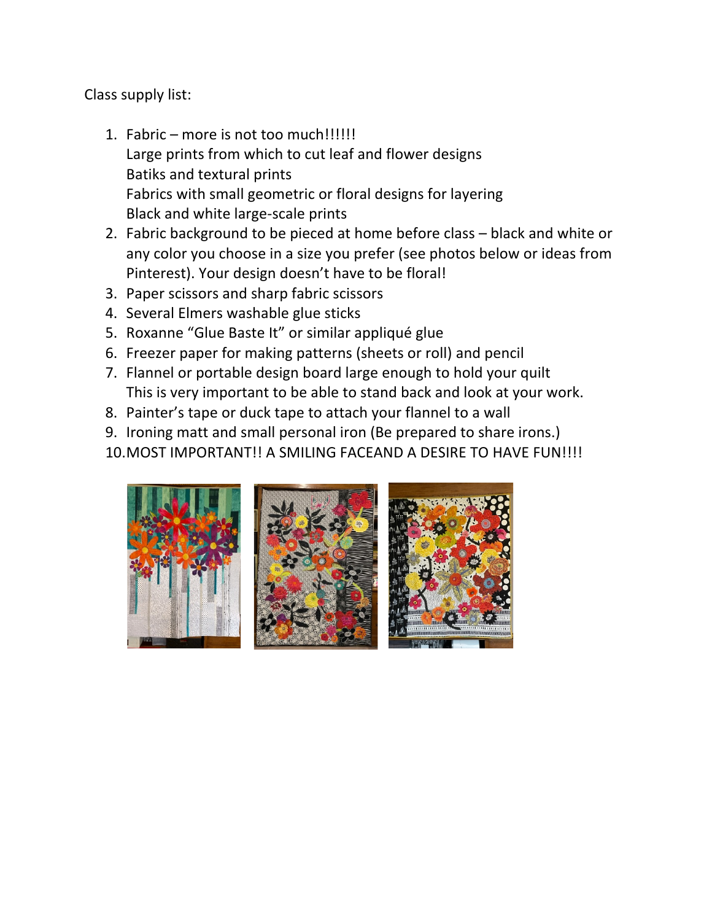Class supply list:

1. Fabric – more is not too much!!!!!!
   Large prints from which to cut leaf and flower designs
   Batiks and textural prints
   Fabrics with small geometric or floral designs for layering
   Black and white large-scale prints
2. Fabric background to be pieced at home before class – black and white or any color you choose in a size you prefer (see photos below or ideas from Pinterest). Your design doesn't have to be floral!
3. Paper scissors and sharp fabric scissors
4. Several Elmers washable glue sticks
5. Roxanne "Glue Baste It" or similar appliqué glue
6. Freezer paper for making patterns (sheets or roll) and pencil
7. Flannel or portable design board large enough to hold your quilt
   This is very important to be able to stand back and look at your work.
8. Painter's tape or duck tape to attach your flannel to a wall
9. Ironing matt and small personal iron (Be prepared to share irons.)
10. MOST IMPORTANT!! A SMILING FACEAND A DESIRE TO HAVE FUN!!!!